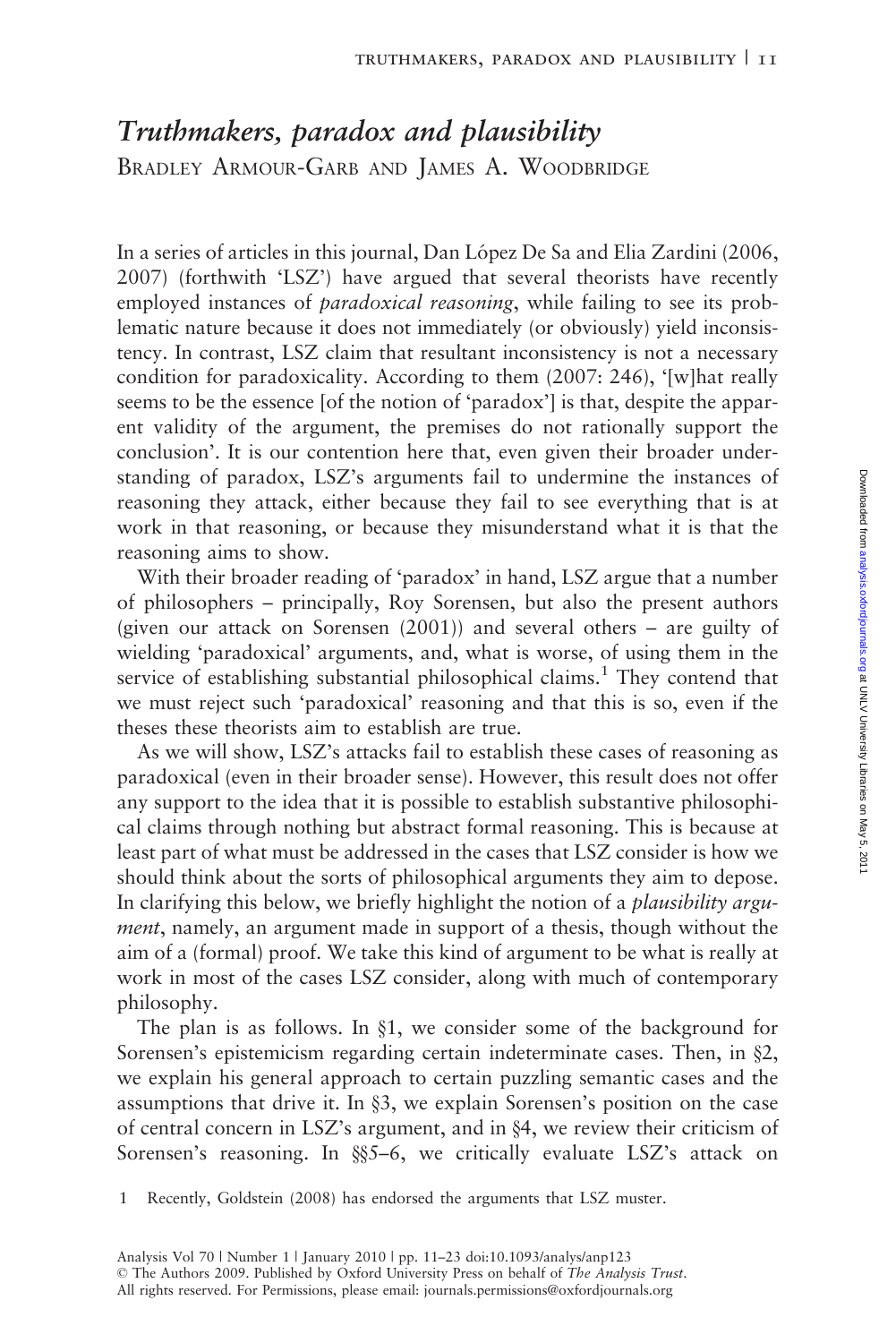# *Truthmakers, paradox and plausibility*

BRADLEY ARMOUR-GARB AND JAMES A. WOODBRIDGE

In a series of articles in this journal, Dan López De Sa and Elia Zardini (2006, 2007) (forthwith 'LSZ') have argued that several theorists have recently employed instances of *paradoxical reasoning*, while failing to see its problematic nature because it does not immediately (or obviously) yield inconsistency. In contrast, LSZ claim that resultant inconsistency is not a necessary condition for paradoxicality. According to them (2007: 246), '[w]hat really seems to be the essence [of the notion of 'paradox'] is that, despite the apparent validity of the argument, the premises do not rationally support the conclusion'. It is our contention here that, even given their broader understanding of paradox, LSZ's arguments fail to undermine the instances of reasoning they attack, either because they fail to see everything that is at work in that reasoning, or because they misunderstand what it is that the reasoning aims to show.

With their broader reading of 'paradox' in hand, LSZ argue that a number of philosophers – principally, Roy Sorensen, but also the present authors (given our attack on Sorensen (2001)) and several others – are guilty of wielding 'paradoxical' arguments, and, what is worse, of using them in the service of establishing substantial philosophical claims.[1] They contend that we must reject such 'paradoxical' reasoning and that this is so, even if the theses these theorists aim to establish are true.

As we will show, LSZ's attacks fail to establish these cases of reasoning as paradoxical (even in their broader sense). However, this result does not offer any support to the idea that it is possible to establish substantive philosophical claims through nothing but abstract formal reasoning. This is because at least part of what must be addressed in the cases that LSZ consider is how we should think about the sorts of philosophical arguments they aim to depose. In clarifying this below, we briefly highlight the notion of a *plausibility argument*, namely, an argument made in support of a thesis, though without the aim of a (formal) proof. We take this kind of argument to be what is really at work in most of the cases LSZ consider, along with much of contemporary philosophy.

The plan is as follows. In §1, we consider some of the background for Sorensen's epistemicism regarding certain indeterminate cases. Then, in §2, we explain his general approach to certain puzzling semantic cases and the assumptions that drive it. In §3, we explain Sorensen's position on the case of central concern in LSZ's argument, and in §4, we review their criticism of Sorensen's reasoning. In §§5–6, we critically evaluate LSZ's attack on

1 Recently, Goldstein (2008) has endorsed the arguments that LSZ muster.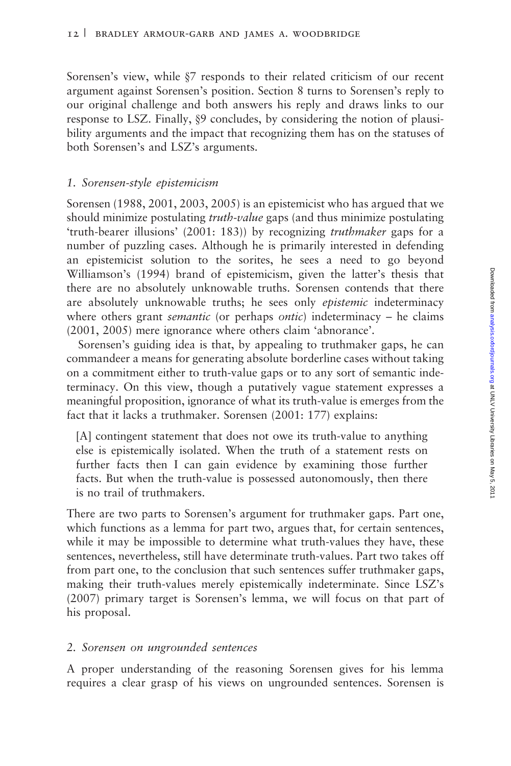Sorensen's view, while §7 responds to their related criticism of our recent argument against Sorensen's position. Section 8 turns to Sorensen's reply to our original challenge and both answers his reply and draws links to our response to LSZ. Finally, §9 concludes, by considering the notion of plausibility arguments and the impact that recognizing them has on the statuses of both Sorensen's and LSZ's arguments.

## 1. Sorensen-style epistemicism

Sorensen (1988, 2001, 2003, 2005) is an epistemicist who has argued that we should minimize postulating *truth-value* gaps (and thus minimize postulating 'truth-bearer illusions' (2001: 183)) by recognizing *truthmaker* gaps for a number of puzzling cases. Although he is primarily interested in defending an epistemicist solution to the sorites, he sees a need to go beyond Williamson's (1994) brand of epistemicism, given the latter's thesis that there are no absolutely unknowable truths. Sorensen contends that there are absolutely unknowable truths; he sees only *epistemic* indeterminacy where others grant *semantic* (or perhaps *ontic*) indeterminacy – he claims (2001, 2005) mere ignorance where others claim 'abnorance'.

Sorensen's guiding idea is that, by appealing to truthmaker gaps, he can commandeer a means for generating absolute borderline cases without taking on a commitment either to truth-value gaps or to any sort of semantic indeterminacy. On this view, though a putatively vague statement expresses a meaningful proposition, ignorance of what its truth-value is emerges from the fact that it lacks a truthmaker. Sorensen (2001: 177) explains:

> [A] contingent statement that does not owe its truth-value to anything else is epistemically isolated. When the truth of a statement rests on further facts then I can gain evidence by examining those further facts. But when the truth-value is possessed autonomously, then there is no trail of truthmakers.

There are two parts to Sorensen's argument for truthmaker gaps. Part one, which functions as a lemma for part two, argues that, for certain sentences, while it may be impossible to determine what truth-values they have, these sentences, nevertheless, still have determinate truth-values. Part two takes off from part one, to the conclusion that such sentences suffer truthmaker gaps, making their truth-values merely epistemically indeterminate. Since LSZ's (2007) primary target is Sorensen's lemma, we will focus on that part of his proposal.

## 2. Sorensen on ungrounded sentences

A proper understanding of the reasoning Sorensen gives for his lemma requires a clear grasp of his views on ungrounded sentences. Sorensen is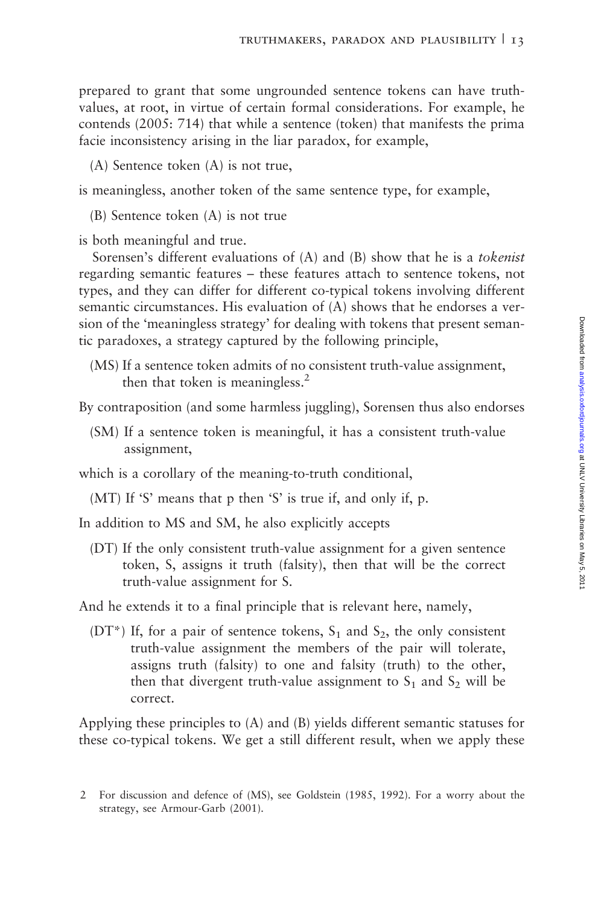prepared to grant that some ungrounded sentence tokens can have truth-values, at root, in virtue of certain formal considerations. For example, he contends (2005: 714) that while a sentence (token) that manifests the prima facie inconsistency arising in the liar paradox, for example,

(A) Sentence token (A) is not true,

is meaningless, another token of the same sentence type, for example,

(B) Sentence token (A) is not true

is both meaningful and true.

Sorensen's different evaluations of (A) and (B) show that he is a *tokenist* regarding semantic features – these features attach to sentence tokens, not types, and they can differ for different co-typical tokens involving different semantic circumstances. His evaluation of (A) shows that he endorses a version of the 'meaningless strategy' for dealing with tokens that present semantic paradoxes, a strategy captured by the following principle,

(MS) If a sentence token admits of no consistent truth-value assignment, then that token is meaningless.[2]

By contraposition (and some harmless juggling), Sorensen thus also endorses

(SM) If a sentence token is meaningful, it has a consistent truth-value assignment,

which is a corollary of the meaning-to-truth conditional,

(MT) If 'S' means that p then 'S' is true if, and only if, p.

In addition to MS and SM, he also explicitly accepts

(DT) If the only consistent truth-value assignment for a given sentence token, S, assigns it truth (falsity), then that will be the correct truth-value assignment for S.

And he extends it to a final principle that is relevant here, namely,

(DT*) If, for a pair of sentence tokens, $S_1$ and $S_2$, the only consistent truth-value assignment the members of the pair will tolerate, assigns truth (falsity) to one and falsity (truth) to the other, then that divergent truth-value assignment to $S_1$ and $S_2$ will be correct.

Applying these principles to (A) and (B) yields different semantic statuses for these co-typical tokens. We get a still different result, when we apply these

2 For discussion and defence of (MS), see Goldstein (1985, 1992). For a worry about the strategy, see Armour-Garb (2001).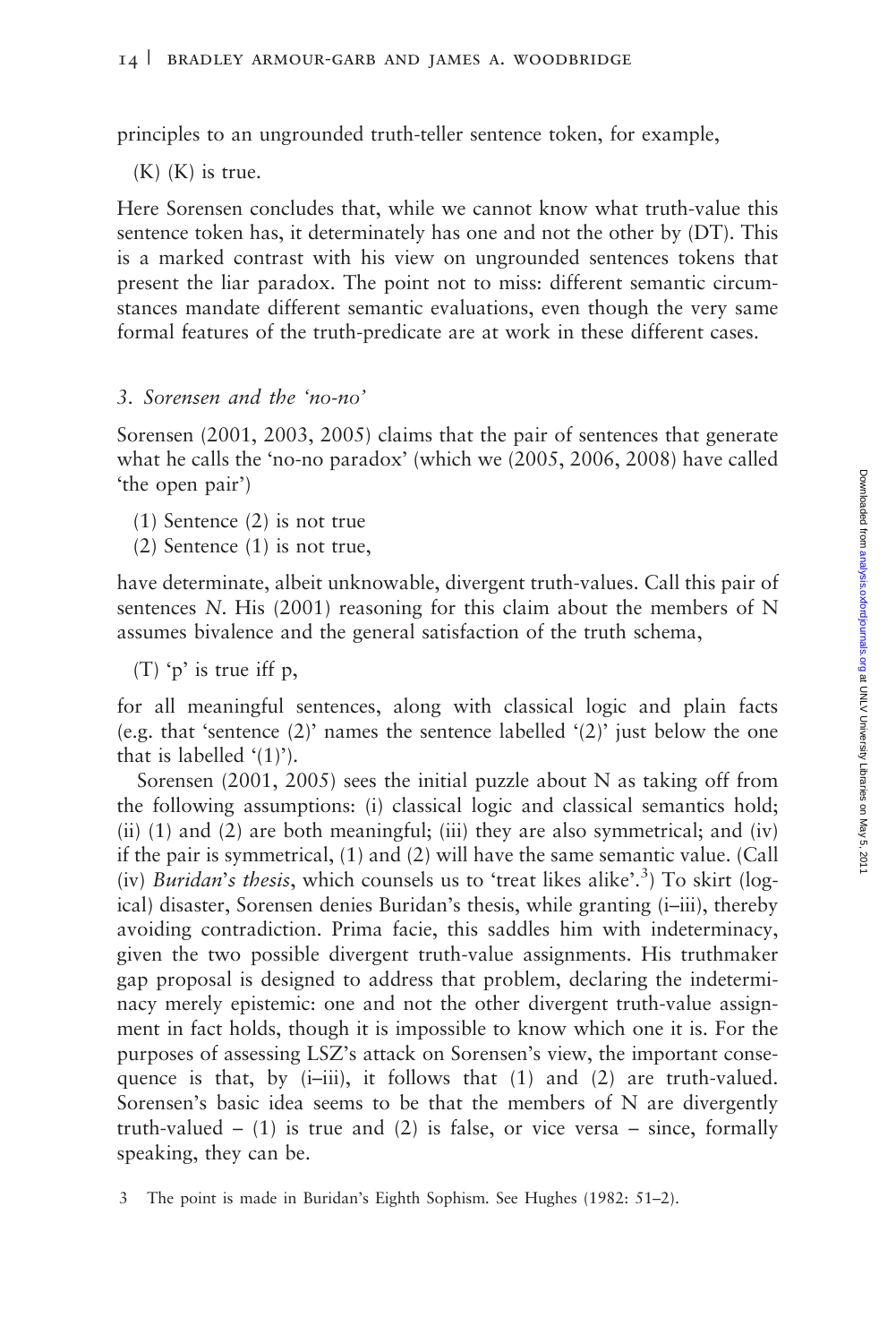principles to an ungrounded truth-teller sentence token, for example,

(K) (K) is true.

Here Sorensen concludes that, while we cannot know what truth-value this sentence token has, it determinately has one and not the other by (DT). This is a marked contrast with his view on ungrounded sentences tokens that present the liar paradox. The point not to miss: different semantic circumstances mandate different semantic evaluations, even though the very same formal features of the truth-predicate are at work in these different cases.

### 3. *Sorensen and the 'no-no'*

Sorensen (2001, 2003, 2005) claims that the pair of sentences that generate what he calls the 'no-no paradox' (which we (2005, 2006, 2008) have called 'the open pair')

(1) Sentence (2) is not true
(2) Sentence (1) is not true,

have determinate, albeit unknowable, divergent truth-values. Call this pair of sentences *N*. His (2001) reasoning for this claim about the members of N assumes bivalence and the general satisfaction of the truth schema,

(T) 'p' is true iff p,

for all meaningful sentences, along with classical logic and plain facts (e.g. that 'sentence (2)' names the sentence labelled '(2)' just below the one that is labelled '(1)').

Sorensen (2001, 2005) sees the initial puzzle about N as taking off from the following assumptions: (i) classical logic and classical semantics hold; (ii) (1) and (2) are both meaningful; (iii) they are also symmetrical; and (iv) if the pair is symmetrical, (1) and (2) will have the same semantic value. (Call (iv) *Buridan's thesis*, which counsels us to 'treat likes alike'.[3]) To skirt (logical) disaster, Sorensen denies Buridan's thesis, while granting (i–iii), thereby avoiding contradiction. Prima facie, this saddles him with indeterminacy, given the two possible divergent truth-value assignments. His truthmaker gap proposal is designed to address that problem, declaring the indeterminacy merely epistemic: one and not the other divergent truth-value assignment in fact holds, though it is impossible to know which one it is. For the purposes of assessing LSZ's attack on Sorensen's view, the important consequence is that, by (i–iii), it follows that (1) and (2) are truth-valued. Sorensen's basic idea seems to be that the members of N are divergently truth-valued – (1) is true and (2) is false, or vice versa – since, formally speaking, they can be.

3 The point is made in Buridan's Eighth Sophism. See Hughes (1982: 51–2).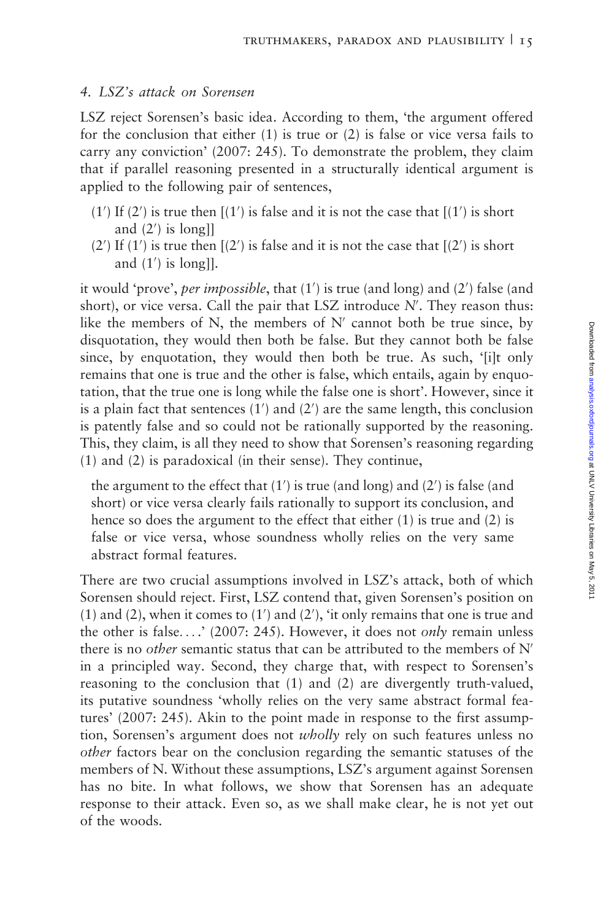### 4. LSZ's attack on Sorensen

LSZ reject Sorensen's basic idea. According to them, 'the argument offered for the conclusion that either (1) is true or (2) is false or vice versa fails to carry any conviction' (2007: 245). To demonstrate the problem, they claim that if parallel reasoning presented in a structurally identical argument is applied to the following pair of sentences,

(1′) If (2′) is true then [(1′) is false and it is not the case that [(1′) is short and (2′) is long]]

(2′) If (1′) is true then [(2′) is false and it is not the case that [(2′) is short and (1′) is long]].

it would 'prove', *per impossible*, that (1′) is true (and long) and (2′) false (and short), or vice versa. Call the pair that LSZ introduce *N*′. They reason thus: like the members of N, the members of N′ cannot both be true since, by disquotation, they would then both be false. But they cannot both be false since, by enquotation, they would then both be true. As such, '[i]t only remains that one is true and the other is false, which entails, again by enquotation, that the true one is long while the false one is short'. However, since it is a plain fact that sentences (1′) and (2′) are the same length, this conclusion is patently false and so could not be rationally supported by the reasoning. This, they claim, is all they need to show that Sorensen's reasoning regarding (1) and (2) is paradoxical (in their sense). They continue,

> the argument to the effect that (1′) is true (and long) and (2′) is false (and short) or vice versa clearly fails rationally to support its conclusion, and hence so does the argument to the effect that either (1) is true and (2) is false or vice versa, whose soundness wholly relies on the very same abstract formal features.

There are two crucial assumptions involved in LSZ's attack, both of which Sorensen should reject. First, LSZ contend that, given Sorensen's position on (1) and (2), when it comes to (1′) and (2′), 'it only remains that one is true and the other is false. . . .' (2007: 245). However, it does not *only* remain unless there is no *other* semantic status that can be attributed to the members of N′ in a principled way. Second, they charge that, with respect to Sorensen's reasoning to the conclusion that (1) and (2) are divergently truth-valued, its putative soundness 'wholly relies on the very same abstract formal features' (2007: 245). Akin to the point made in response to the first assumption, Sorensen's argument does not *wholly* rely on such features unless no *other* factors bear on the conclusion regarding the semantic statuses of the members of N. Without these assumptions, LSZ's argument against Sorensen has no bite. In what follows, we show that Sorensen has an adequate response to their attack. Even so, as we shall make clear, he is not yet out of the woods.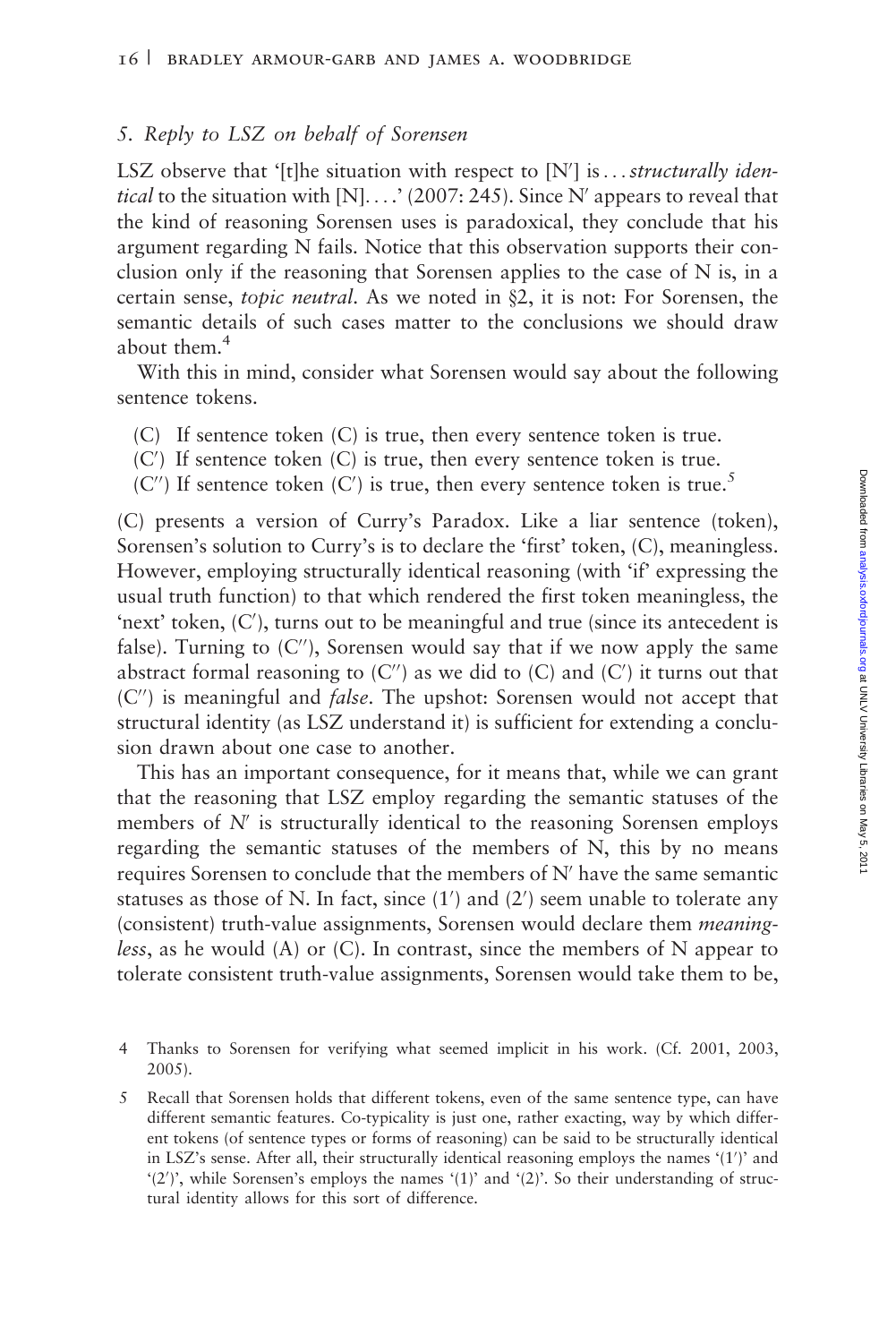## 5. *Reply to LSZ on behalf of Sorensen*

LSZ observe that '[t]he situation with respect to [N′] is . . . *structurally identical* to the situation with [N]. . . .' (2007: 245). Since N′ appears to reveal that the kind of reasoning Sorensen uses is paradoxical, they conclude that his argument regarding N fails. Notice that this observation supports their conclusion only if the reasoning that Sorensen applies to the case of N is, in a certain sense, *topic neutral*. As we noted in §2, it is not: For Sorensen, the semantic details of such cases matter to the conclusions we should draw about them.[4]

With this in mind, consider what Sorensen would say about the following sentence tokens.

(C) If sentence token (C) is true, then every sentence token is true.
(C′) If sentence token (C) is true, then every sentence token is true.
(C″) If sentence token (C′) is true, then every sentence token is true.[5]

(C) presents a version of Curry's Paradox. Like a liar sentence (token), Sorensen's solution to Curry's is to declare the 'first' token, (C), meaningless. However, employing structurally identical reasoning (with 'if' expressing the usual truth function) to that which rendered the first token meaningless, the 'next' token, (C′), turns out to be meaningful and true (since its antecedent is false). Turning to (C″), Sorensen would say that if we now apply the same abstract formal reasoning to (C″) as we did to (C) and (C′) it turns out that (C″) is meaningful and *false*. The upshot: Sorensen would not accept that structural identity (as LSZ understand it) is sufficient for extending a conclusion drawn about one case to another.

This has an important consequence, for it means that, while we can grant that the reasoning that LSZ employ regarding the semantic statuses of the members of *N′* is structurally identical to the reasoning Sorensen employs regarding the semantic statuses of the members of N, this by no means requires Sorensen to conclude that the members of N′ have the same semantic statuses as those of N. In fact, since (1′) and (2′) seem unable to tolerate any (consistent) truth-value assignments, Sorensen would declare them *meaningless*, as he would (A) or (C). In contrast, since the members of N appear to tolerate consistent truth-value assignments, Sorensen would take them to be,

4 Thanks to Sorensen for verifying what seemed implicit in his work. (Cf. 2001, 2003, 2005).

5 Recall that Sorensen holds that different tokens, even of the same sentence type, can have different semantic features. Co-typicality is just one, rather exacting, way by which different tokens (of sentence types or forms of reasoning) can be said to be structurally identical in LSZ's sense. After all, their structurally identical reasoning employs the names '(1′)' and '(2′)', while Sorensen's employs the names '(1)' and '(2)'. So their understanding of structural identity allows for this sort of difference.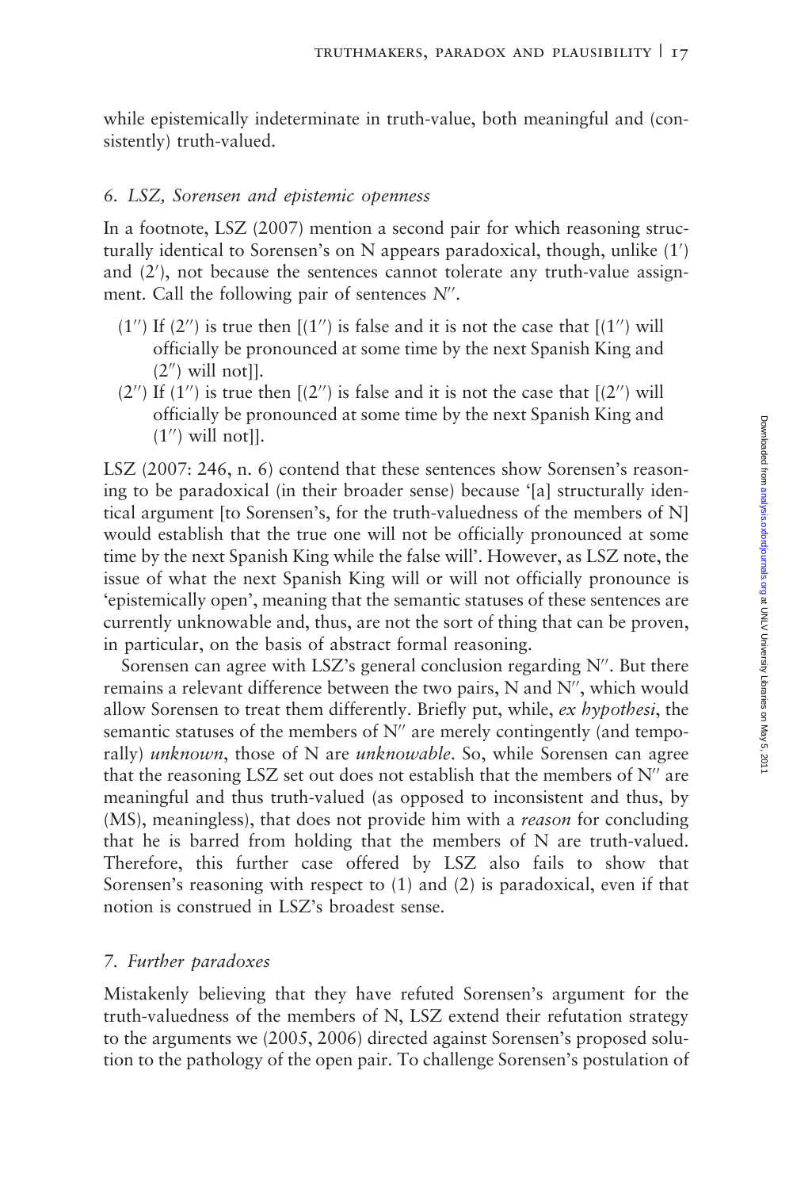while epistemically indeterminate in truth-value, both meaningful and (consistently) truth-valued.

## 6. LSZ, Sorensen and epistemic openness

In a footnote, LSZ (2007) mention a second pair for which reasoning structurally identical to Sorensen's on N appears paradoxical, though, unlike (1′) and (2′), not because the sentences cannot tolerate any truth-value assignment. Call the following pair of sentences *N″*.

(1″) If (2″) is true then [(1″) is false and it is not the case that [(1″) will officially be pronounced at some time by the next Spanish King and (2″) will not]].

(2″) If (1″) is true then [(2″) is false and it is not the case that [(2″) will officially be pronounced at some time by the next Spanish King and (1″) will not]].

LSZ (2007: 246, n. 6) contend that these sentences show Sorensen's reasoning to be paradoxical (in their broader sense) because '[a] structurally identical argument [to Sorensen's, for the truth-valuedness of the members of N] would establish that the true one will not be officially pronounced at some time by the next Spanish King while the false will'. However, as LSZ note, the issue of what the next Spanish King will or will not officially pronounce is 'epistemically open', meaning that the semantic statuses of these sentences are currently unknowable and, thus, are not the sort of thing that can be proven, in particular, on the basis of abstract formal reasoning.

Sorensen can agree with LSZ's general conclusion regarding N″. But there remains a relevant difference between the two pairs, N and N″, which would allow Sorensen to treat them differently. Briefly put, while, *ex hypothesi*, the semantic statuses of the members of N″ are merely contingently (and temporally) *unknown*, those of N are *unknowable*. So, while Sorensen can agree that the reasoning LSZ set out does not establish that the members of N″ are meaningful and thus truth-valued (as opposed to inconsistent and thus, by (MS), meaningless), that does not provide him with a *reason* for concluding that he is barred from holding that the members of N are truth-valued. Therefore, this further case offered by LSZ also fails to show that Sorensen's reasoning with respect to (1) and (2) is paradoxical, even if that notion is construed in LSZ's broadest sense.

## 7. Further paradoxes

Mistakenly believing that they have refuted Sorensen's argument for the truth-valuedness of the members of N, LSZ extend their refutation strategy to the arguments we (2005, 2006) directed against Sorensen's proposed solution to the pathology of the open pair. To challenge Sorensen's postulation of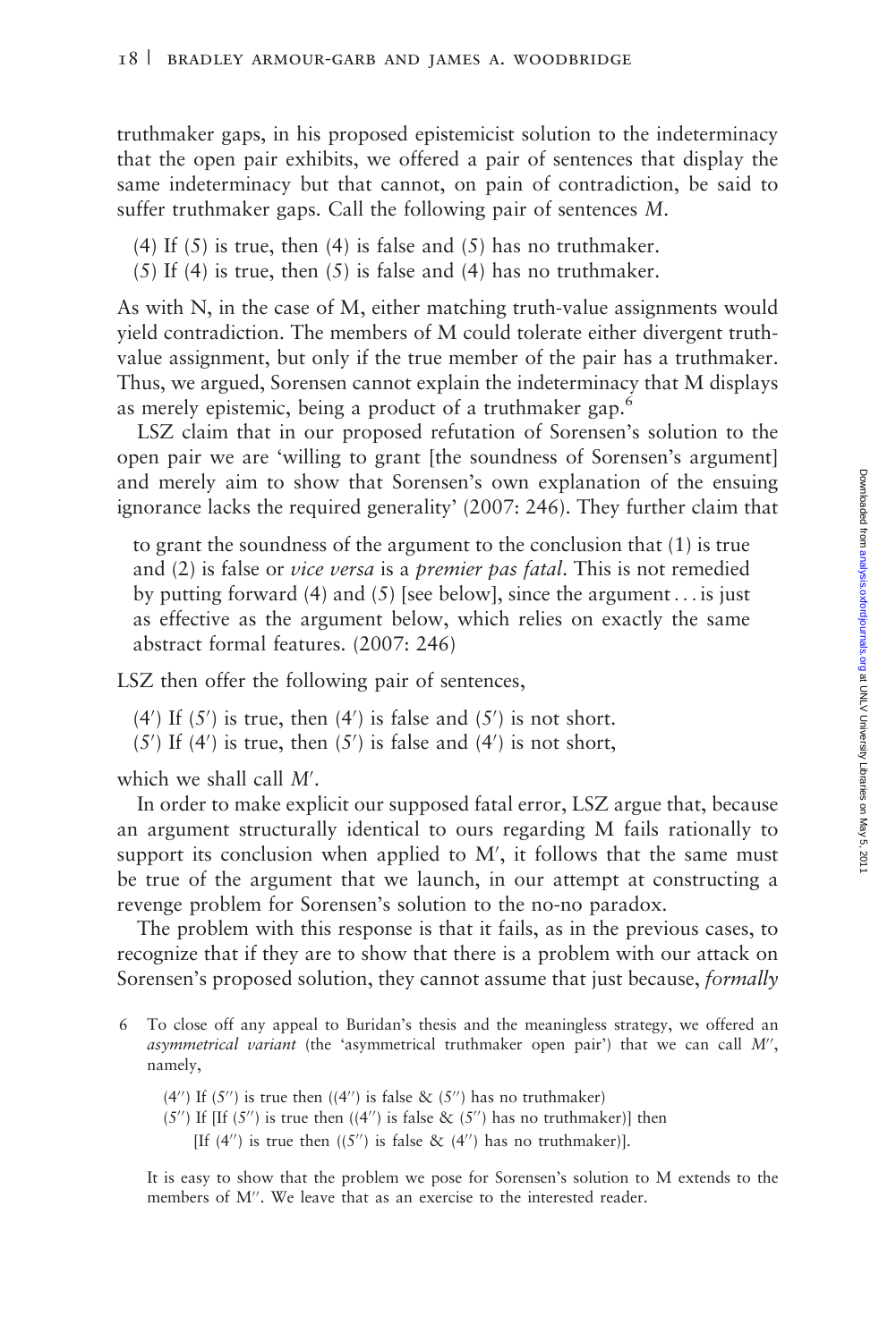truthmaker gaps, in his proposed epistemicist solution to the indeterminacy that the open pair exhibits, we offered a pair of sentences that display the same indeterminacy but that cannot, on pain of contradiction, be said to suffer truthmaker gaps. Call the following pair of sentences *M*.

(4) If (5) is true, then (4) is false and (5) has no truthmaker.
(5) If (4) is true, then (5) is false and (4) has no truthmaker.

As with N, in the case of M, either matching truth-value assignments would yield contradiction. The members of M could tolerate either divergent truth-value assignment, but only if the true member of the pair has a truthmaker. Thus, we argued, Sorensen cannot explain the indeterminacy that M displays as merely epistemic, being a product of a truthmaker gap.[6]

LSZ claim that in our proposed refutation of Sorensen's solution to the open pair we are 'willing to grant [the soundness of Sorensen's argument] and merely aim to show that Sorensen's own explanation of the ensuing ignorance lacks the required generality' (2007: 246). They further claim that

> to grant the soundness of the argument to the conclusion that (1) is true and (2) is false or *vice versa* is a *premier pas fatal*. This is not remedied by putting forward (4) and (5) [see below], since the argument . . . is just as effective as the argument below, which relies on exactly the same abstract formal features. (2007: 246)

LSZ then offer the following pair of sentences,

(4′) If (5′) is true, then (4′) is false and (5′) is not short.
(5′) If (4′) is true, then (5′) is false and (4′) is not short,

which we shall call *M′*.

In order to make explicit our supposed fatal error, LSZ argue that, because an argument structurally identical to ours regarding M fails rationally to support its conclusion when applied to M′, it follows that the same must be true of the argument that we launch, in our attempt at constructing a revenge problem for Sorensen's solution to the no-no paradox.

The problem with this response is that it fails, as in the previous cases, to recognize that if they are to show that there is a problem with our attack on Sorensen's proposed solution, they cannot assume that just because, *formally*

6 To close off any appeal to Buridan's thesis and the meaningless strategy, we offered an *asymmetrical variant* (the 'asymmetrical truthmaker open pair') that we can call *M″*, namely,

(4″) If (5″) is true then ((4″) is false & (5″) has no truthmaker)
(5″) If [If (5″) is true then ((4″) is false & (5″) has no truthmaker)] then [If (4″) is true then ((5″) is false & (4″) has no truthmaker)].

It is easy to show that the problem we pose for Sorensen's solution to M extends to the members of M″. We leave that as an exercise to the interested reader.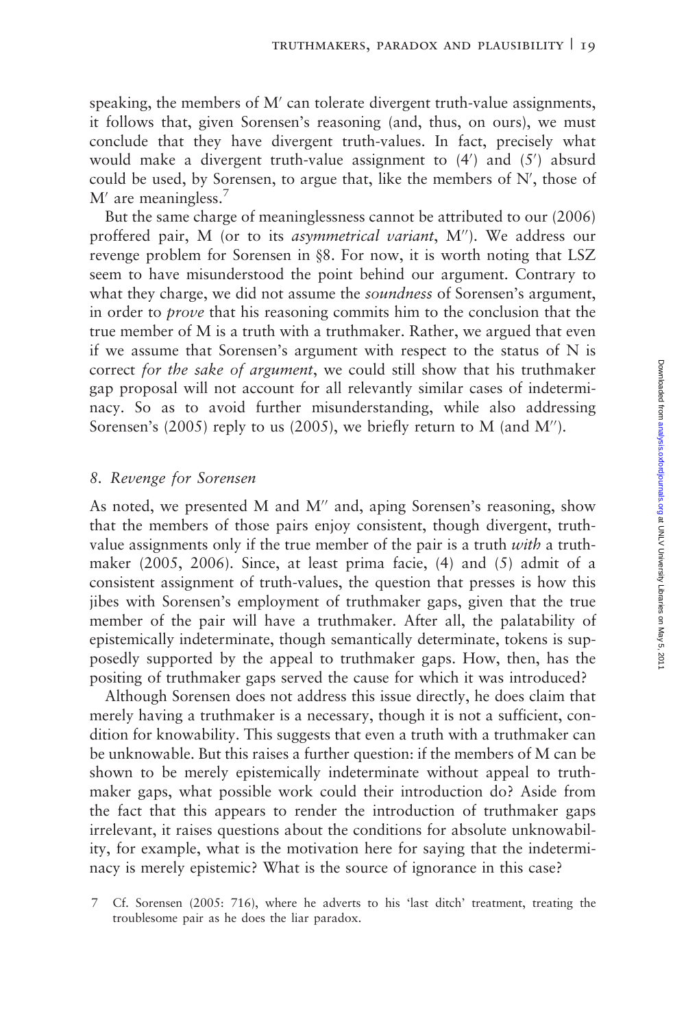speaking, the members of M′ can tolerate divergent truth-value assignments, it follows that, given Sorensen's reasoning (and, thus, on ours), we must conclude that they have divergent truth-values. In fact, precisely what would make a divergent truth-value assignment to (4′) and (5′) absurd could be used, by Sorensen, to argue that, like the members of N′, those of M′ are meaningless.[7]

But the same charge of meaninglessness cannot be attributed to our (2006) proffered pair, M (or to its *asymmetrical variant*, M″). We address our revenge problem for Sorensen in §8. For now, it is worth noting that LSZ seem to have misunderstood the point behind our argument. Contrary to what they charge, we did not assume the *soundness* of Sorensen's argument, in order to *prove* that his reasoning commits him to the conclusion that the true member of M is a truth with a truthmaker. Rather, we argued that even if we assume that Sorensen's argument with respect to the status of N is correct *for the sake of argument*, we could still show that his truthmaker gap proposal will not account for all relevantly similar cases of indeterminacy. So as to avoid further misunderstanding, while also addressing Sorensen's (2005) reply to us (2005), we briefly return to M (and M″).

## *8. Revenge for Sorensen*

As noted, we presented M and M″ and, aping Sorensen's reasoning, show that the members of those pairs enjoy consistent, though divergent, truth-value assignments only if the true member of the pair is a truth *with* a truthmaker (2005, 2006). Since, at least prima facie, (4) and (5) admit of a consistent assignment of truth-values, the question that presses is how this jibes with Sorensen's employment of truthmaker gaps, given that the true member of the pair will have a truthmaker. After all, the palatability of epistemically indeterminate, though semantically determinate, tokens is supposedly supported by the appeal to truthmaker gaps. How, then, has the positing of truthmaker gaps served the cause for which it was introduced?

Although Sorensen does not address this issue directly, he does claim that merely having a truthmaker is a necessary, though it is not a sufficient, condition for knowability. This suggests that even a truth with a truthmaker can be unknowable. But this raises a further question: if the members of M can be shown to be merely epistemically indeterminate without appeal to truthmaker gaps, what possible work could their introduction do? Aside from the fact that this appears to render the introduction of truthmaker gaps irrelevant, it raises questions about the conditions for absolute unknowability, for example, what is the motivation here for saying that the indeterminacy is merely epistemic? What is the source of ignorance in this case?

7 Cf. Sorensen (2005: 716), where he adverts to his 'last ditch' treatment, treating the troublesome pair as he does the liar paradox.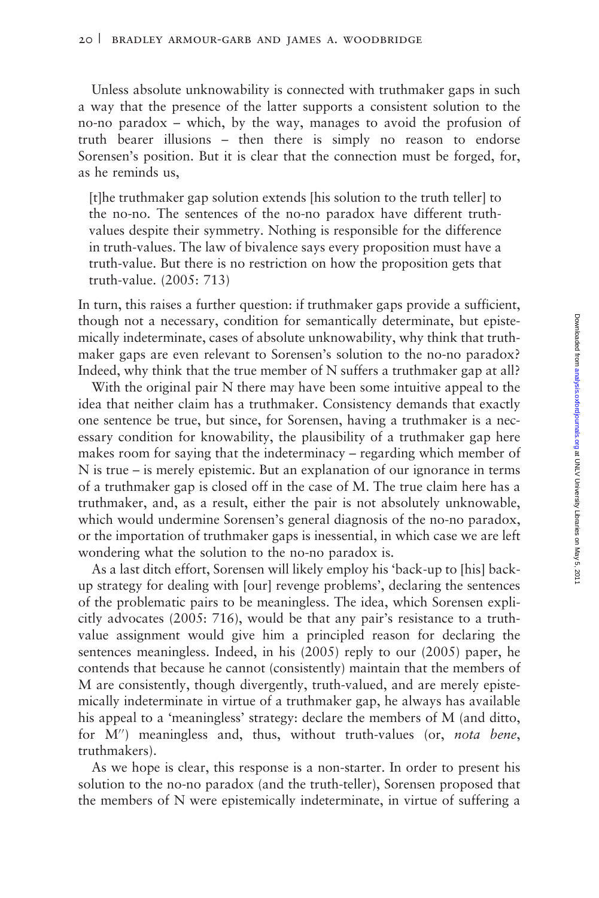Unless absolute unknowability is connected with truthmaker gaps in such a way that the presence of the latter supports a consistent solution to the no-no paradox – which, by the way, manages to avoid the profusion of truth bearer illusions – then there is simply no reason to endorse Sorensen's position. But it is clear that the connection must be forged, for, as he reminds us,

> [t]he truthmaker gap solution extends [his solution to the truth teller] to the no-no. The sentences of the no-no paradox have different truth-values despite their symmetry. Nothing is responsible for the difference in truth-values. The law of bivalence says every proposition must have a truth-value. But there is no restriction on how the proposition gets that truth-value. (2005: 713)

In turn, this raises a further question: if truthmaker gaps provide a sufficient, though not a necessary, condition for semantically determinate, but epistemically indeterminate, cases of absolute unknowability, why think that truthmaker gaps are even relevant to Sorensen's solution to the no-no paradox? Indeed, why think that the true member of N suffers a truthmaker gap at all?

With the original pair N there may have been some intuitive appeal to the idea that neither claim has a truthmaker. Consistency demands that exactly one sentence be true, but since, for Sorensen, having a truthmaker is a necessary condition for knowability, the plausibility of a truthmaker gap here makes room for saying that the indeterminacy – regarding which member of N is true – is merely epistemic. But an explanation of our ignorance in terms of a truthmaker gap is closed off in the case of M. The true claim here has a truthmaker, and, as a result, either the pair is not absolutely unknowable, which would undermine Sorensen's general diagnosis of the no-no paradox, or the importation of truthmaker gaps is inessential, in which case we are left wondering what the solution to the no-no paradox is.

As a last ditch effort, Sorensen will likely employ his 'back-up to [his] back-up strategy for dealing with [our] revenge problems', declaring the sentences of the problematic pairs to be meaningless. The idea, which Sorensen explicitly advocates (2005: 716), would be that any pair's resistance to a truth-value assignment would give him a principled reason for declaring the sentences meaningless. Indeed, in his (2005) reply to our (2005) paper, he contends that because he cannot (consistently) maintain that the members of M are consistently, though divergently, truth-valued, and are merely epistemically indeterminate in virtue of a truthmaker gap, he always has available his appeal to a 'meaningless' strategy: declare the members of M (and ditto, for M″) meaningless and, thus, without truth-values (or, *nota bene*, truthmakers).

As we hope is clear, this response is a non-starter. In order to present his solution to the no-no paradox (and the truth-teller), Sorensen proposed that the members of N were epistemically indeterminate, in virtue of suffering a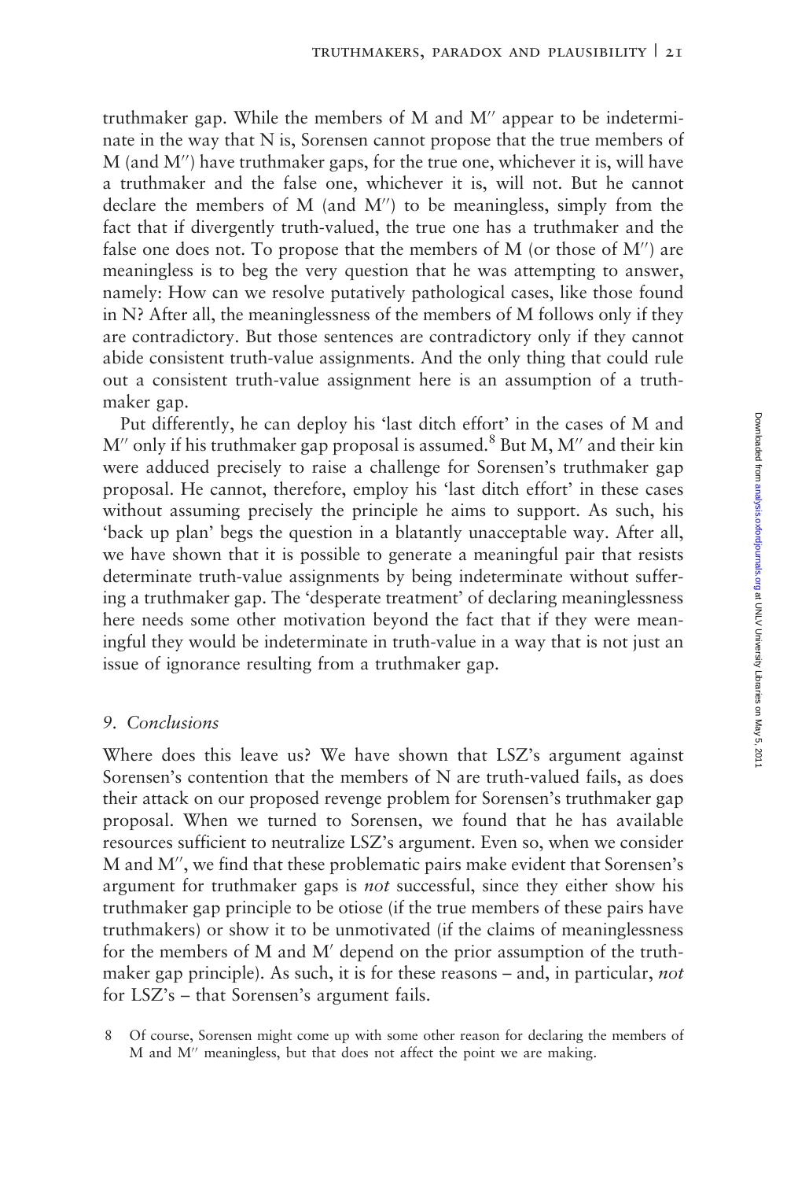truthmaker gap. While the members of M and M″ appear to be indeterminate in the way that N is, Sorensen cannot propose that the true members of M (and M″) have truthmaker gaps, for the true one, whichever it is, will have a truthmaker and the false one, whichever it is, will not. But he cannot declare the members of M (and M″) to be meaningless, simply from the fact that if divergently truth-valued, the true one has a truthmaker and the false one does not. To propose that the members of M (or those of M″) are meaningless is to beg the very question that he was attempting to answer, namely: How can we resolve putatively pathological cases, like those found in N? After all, the meaninglessness of the members of M follows only if they are contradictory. But those sentences are contradictory only if they cannot abide consistent truth-value assignments. And the only thing that could rule out a consistent truth-value assignment here is an assumption of a truthmaker gap.

Put differently, he can deploy his 'last ditch effort' in the cases of M and M″ only if his truthmaker gap proposal is assumed.[8] But M, M″ and their kin were adduced precisely to raise a challenge for Sorensen's truthmaker gap proposal. He cannot, therefore, employ his 'last ditch effort' in these cases without assuming precisely the principle he aims to support. As such, his 'back up plan' begs the question in a blatantly unacceptable way. After all, we have shown that it is possible to generate a meaningful pair that resists determinate truth-value assignments by being indeterminate without suffering a truthmaker gap. The 'desperate treatment' of declaring meaninglessness here needs some other motivation beyond the fact that if they were meaningful they would be indeterminate in truth-value in a way that is not just an issue of ignorance resulting from a truthmaker gap.

## 9. *Conclusions*

Where does this leave us? We have shown that LSZ's argument against Sorensen's contention that the members of N are truth-valued fails, as does their attack on our proposed revenge problem for Sorensen's truthmaker gap proposal. When we turned to Sorensen, we found that he has available resources sufficient to neutralize LSZ's argument. Even so, when we consider M and M″, we find that these problematic pairs make evident that Sorensen's argument for truthmaker gaps is *not* successful, since they either show his truthmaker gap principle to be otiose (if the true members of these pairs have truthmakers) or show it to be unmotivated (if the claims of meaninglessness for the members of M and M′ depend on the prior assumption of the truthmaker gap principle). As such, it is for these reasons – and, in particular, *not* for LSZ's – that Sorensen's argument fails.

8 Of course, Sorensen might come up with some other reason for declaring the members of M and M″ meaningless, but that does not affect the point we are making.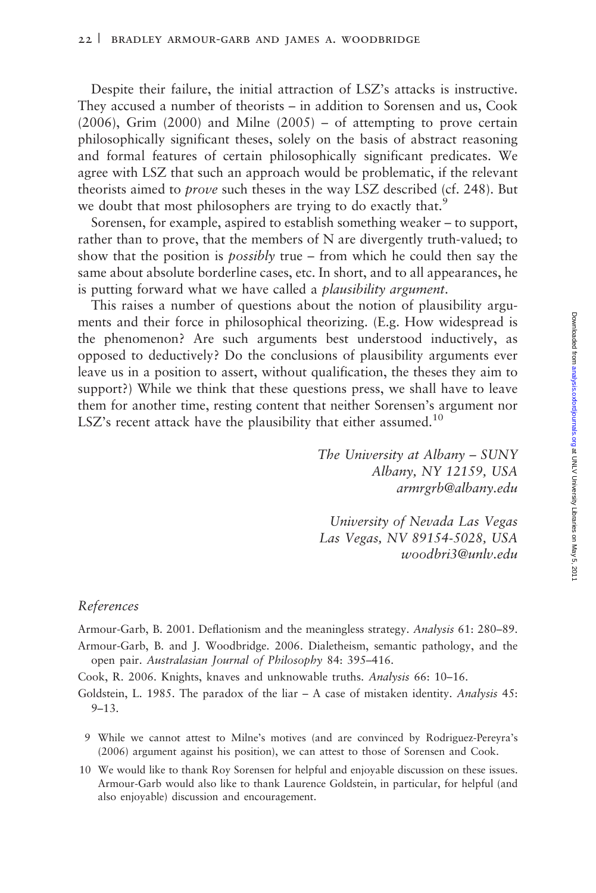Despite their failure, the initial attraction of LSZ's attacks is instructive. They accused a number of theorists – in addition to Sorensen and us, Cook (2006), Grim (2000) and Milne (2005) – of attempting to prove certain philosophically significant theses, solely on the basis of abstract reasoning and formal features of certain philosophically significant predicates. We agree with LSZ that such an approach would be problematic, if the relevant theorists aimed to *prove* such theses in the way LSZ described (cf. 248). But we doubt that most philosophers are trying to do exactly that.[9]

Sorensen, for example, aspired to establish something weaker – to support, rather than to prove, that the members of N are divergently truth-valued; to show that the position is *possibly* true – from which he could then say the same about absolute borderline cases, etc. In short, and to all appearances, he is putting forward what we have called a *plausibility argument*.

This raises a number of questions about the notion of plausibility arguments and their force in philosophical theorizing. (E.g. How widespread is the phenomenon? Are such arguments best understood inductively, as opposed to deductively? Do the conclusions of plausibility arguments ever leave us in a position to assert, without qualification, the theses they aim to support?) While we think that these questions press, we shall have to leave them for another time, resting content that neither Sorensen's argument nor LSZ's recent attack have the plausibility that either assumed.[10]

*The University at Albany – SUNY*
*Albany, NY 12159, USA*
*armrgrb@albany.edu*

*University of Nevada Las Vegas*
*Las Vegas, NV 89154-5028, USA*
*woodbri3@unlv.edu*

## References

Armour-Garb, B. 2001. Deflationism and the meaningless strategy. *Analysis* 61: 280–89.

Armour-Garb, B. and J. Woodbridge. 2006. Dialetheism, semantic pathology, and the open pair. *Australasian Journal of Philosophy* 84: 395–416.

Cook, R. 2006. Knights, knaves and unknowable truths. *Analysis* 66: 10–16.

Goldstein, L. 1985. The paradox of the liar – A case of mistaken identity. *Analysis* 45: 9–13.

[9] While we cannot attest to Milne's motives (and are convinced by Rodriguez-Pereyra's (2006) argument against his position), we can attest to those of Sorensen and Cook.

[10] We would like to thank Roy Sorensen for helpful and enjoyable discussion on these issues. Armour-Garb would also like to thank Laurence Goldstein, in particular, for helpful (and also enjoyable) discussion and encouragement.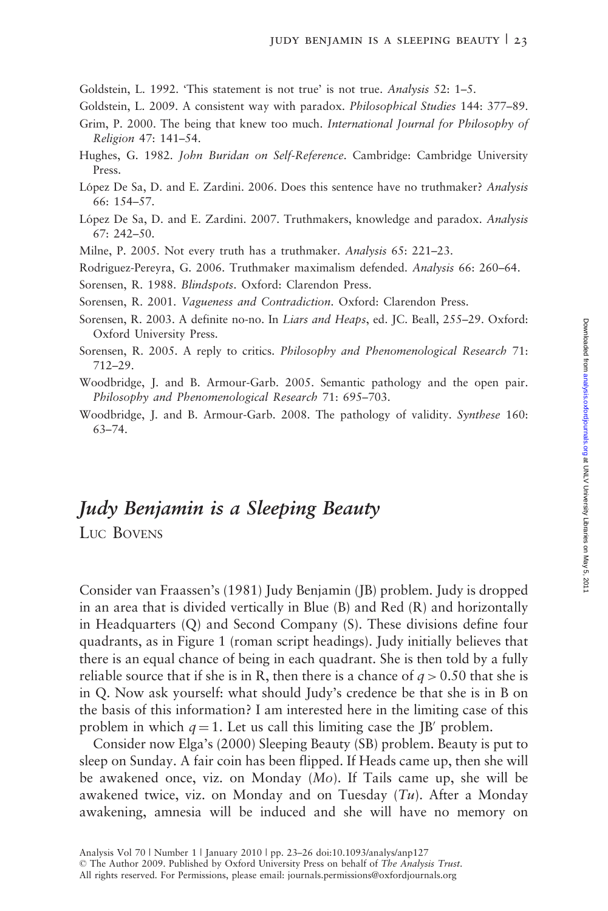Goldstein, L. 1992. 'This statement is not true' is not true. *Analysis* 52: 1–5.

Goldstein, L. 2009. A consistent way with paradox. *Philosophical Studies* 144: 377–89.

Grim, P. 2000. The being that knew too much. *International Journal for Philosophy of Religion* 47: 141–54.

Hughes, G. 1982. *John Buridan on Self-Reference*. Cambridge: Cambridge University Press.

López De Sa, D. and E. Zardini. 2006. Does this sentence have no truthmaker? *Analysis* 66: 154–57.

López De Sa, D. and E. Zardini. 2007. Truthmakers, knowledge and paradox. *Analysis* 67: 242–50.

Milne, P. 2005. Not every truth has a truthmaker. *Analysis* 65: 221–23.

Rodriguez-Pereyra, G. 2006. Truthmaker maximalism defended. *Analysis* 66: 260–64.

Sorensen, R. 1988. *Blindspots*. Oxford: Clarendon Press.

Sorensen, R. 2001. *Vagueness and Contradiction*. Oxford: Clarendon Press.

Sorensen, R. 2003. A definite no-no. In *Liars and Heaps*, ed. JC. Beall, 255–29. Oxford: Oxford University Press.

Sorensen, R. 2005. A reply to critics. *Philosophy and Phenomenological Research* 71: 712–29.

Woodbridge, J. and B. Armour-Garb. 2005. Semantic pathology and the open pair. *Philosophy and Phenomenological Research* 71: 695–703.

Woodbridge, J. and B. Armour-Garb. 2008. The pathology of validity. *Synthese* 160: 63–74.

# *Judy Benjamin is a Sleeping Beauty*

Luc Bovens

Consider van Fraassen's (1981) Judy Benjamin (JB) problem. Judy is dropped in an area that is divided vertically in Blue (B) and Red (R) and horizontally in Headquarters (Q) and Second Company (S). These divisions define four quadrants, as in Figure 1 (roman script headings). Judy initially believes that there is an equal chance of being in each quadrant. She is then told by a fully reliable source that if she is in R, then there is a chance of $q > 0.50$ that she is in Q. Now ask yourself: what should Judy's credence be that she is in B on the basis of this information? I am interested here in the limiting case of this problem in which $q = 1$. Let us call this limiting case the JB′ problem.

Consider now Elga's (2000) Sleeping Beauty (SB) problem. Beauty is put to sleep on Sunday. A fair coin has been flipped. If Heads came up, then she will be awakened once, viz. on Monday (*Mo*). If Tails came up, she will be awakened twice, viz. on Monday and on Tuesday (*Tu*). After a Monday awakening, amnesia will be induced and she will have no memory on